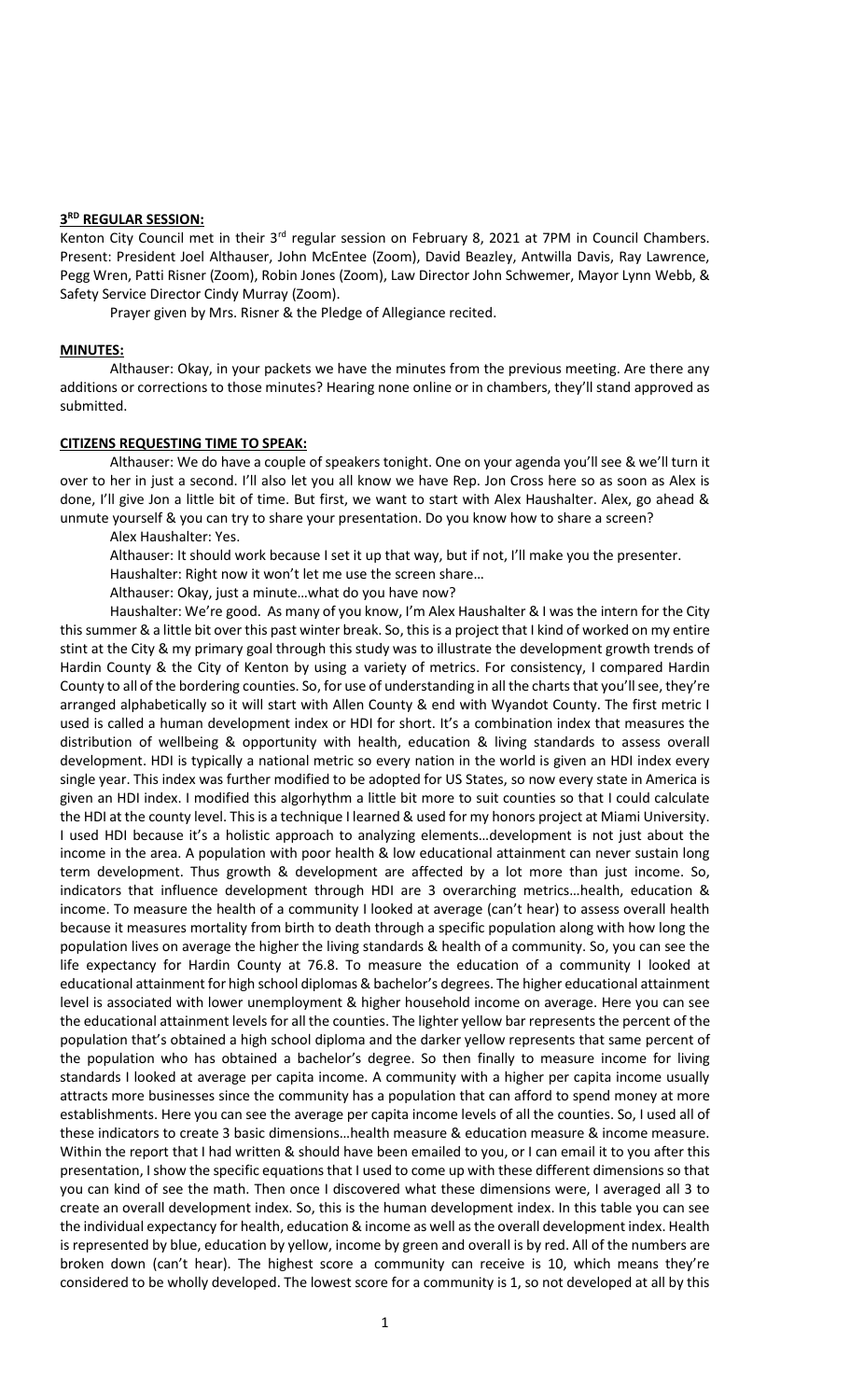**3RD REGULAR SESSION:**

Kenton City Council met in their 3rd regular session on February 8, 2021 at 7PM in Council Chambers. Present: President Joel Althauser, John McEntee (Zoom), David Beazley, Antwilla Davis, Ray Lawrence, Pegg Wren, Patti Risner (Zoom), Robin Jones (Zoom), Law Director John Schwemer, Mayor Lynn Webb, & Safety Service Director Cindy Murray (Zoom).

Prayer given by Mrs. Risner & the Pledge of Allegiance recited.

**MINUTES:**

Althauser: Okay, in your packets we have the minutes from the previous meeting. Are there any additions or corrections to those minutes? Hearing none online or in chambers, they'll stand approved as submitted.

**CITIZENS REQUESTING TIME TO SPEAK:**

Althauser: We do have a couple of speakers tonight. One on your agenda you'll see & we'll turn it over to her in just a second. I'll also let you all know we have Rep. Jon Cross here so as soon as Alex is done, I'll give Jon a little bit of time. But first, we want to start with Alex Haushalter. Alex, go ahead & unmute yourself & you can try to share your presentation. Do you know how to share a screen?

Alex Haushalter: Yes.

Althauser: It should work because I set it up that way, but if not, I'll make you the presenter.

Haushalter: Right now it won't let me use the screen share…

Althauser: Okay, just a minute…what do you have now?

Haushalter: We're good. As many of you know, I'm Alex Haushalter & I was the intern for the City this summer & a little bit over this past winter break. So, this is a project that I kind of worked on my entire stint at the City & my primary goal through this study was to illustrate the development growth trends of Hardin County & the City of Kenton by using a variety of metrics. For consistency, I compared Hardin County to all of the bordering counties. So, for use of understanding in all the charts that you'll see, they're arranged alphabetically so it will start with Allen County & end with Wyandot County. The first metric I used is called a human development index or HDI for short. It's a combination index that measures the distribution of wellbeing & opportunity with health, education & living standards to assess overall development. HDI is typically a national metric so every nation in the world is given an HDI index every single year. This index was further modified to be adopted for US States, so now every state in America is given an HDI index. I modified this algorhythm a little bit more to suit counties so that I could calculate the HDI at the county level. This is a technique I learned & used for my honors project at Miami University. I used HDI because it's a holistic approach to analyzing elements…development is not just about the income in the area. A population with poor health & low educational attainment can never sustain long term development. Thus growth & development are affected by a lot more than just income. So, indicators that influence development through HDI are 3 overarching metrics…health, education & income. To measure the health of a community I looked at average (can't hear) to assess overall health because it measures mortality from birth to death through a specific population along with how long the population lives on average the higher the living standards & health of a community. So, you can see the life expectancy for Hardin County at 76.8. To measure the education of a community I looked at educational attainment for high school diplomas & bachelor's degrees. The higher educational attainment level is associated with lower unemployment & higher household income on average. Here you can see the educational attainment levels for all the counties. The lighter yellow bar represents the percent of the population that's obtained a high school diploma and the darker yellow represents that same percent of the population who has obtained a bachelor's degree. So then finally to measure income for living standards I looked at average per capita income. A community with a higher per capita income usually attracts more businesses since the community has a population that can afford to spend money at more establishments. Here you can see the average per capita income levels of all the counties. So, I used all of these indicators to create 3 basic dimensions…health measure & education measure & income measure. Within the report that I had written & should have been emailed to you, or I can email it to you after this presentation, I show the specific equations that I used to come up with these different dimensions so that you can kind of see the math. Then once I discovered what these dimensions were, I averaged all 3 to create an overall development index. So, this is the human development index. In this table you can see the individual expectancy for health, education & income as well as the overall development index. Health is represented by blue, education by yellow, income by green and overall is by red. All of the numbers are broken down (can't hear). The highest score a community can receive is 10, which means they're considered to be wholly developed. The lowest score for a community is 1, so not developed at all by this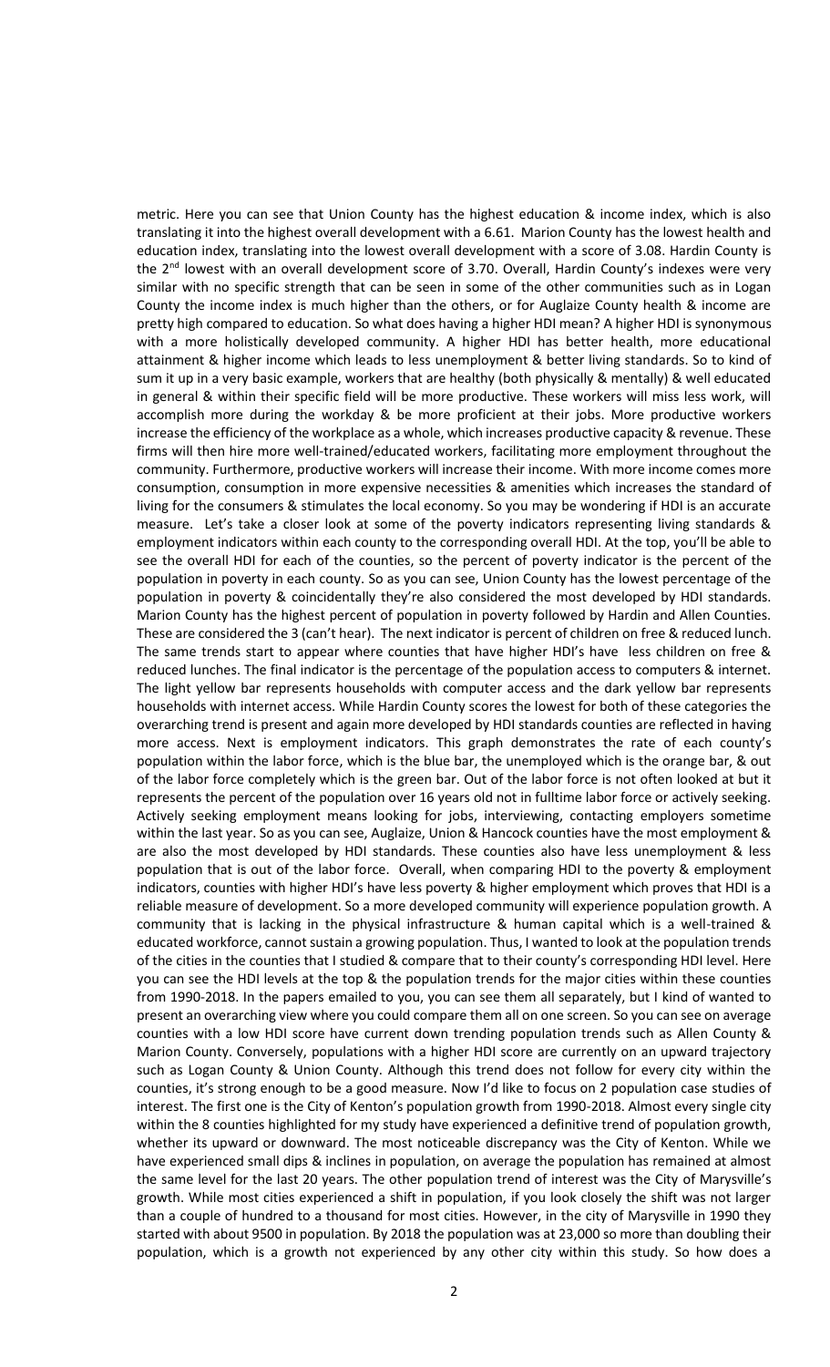metric. Here you can see that Union County has the highest education & income index, which is also translating it into the highest overall development with a 6.61. Marion County has the lowest health and education index, translating into the lowest overall development with a score of 3.08. Hardin County is the 2nd lowest with an overall development score of 3.70. Overall, Hardin County's indexes were very similar with no specific strength that can be seen in some of the other communities such as in Logan County the income index is much higher than the others, or for Auglaize County health & income are pretty high compared to education. So what does having a higher HDI mean? A higher HDI is synonymous with a more holistically developed community. A higher HDI has better health, more educational attainment & higher income which leads to less unemployment & better living standards. So to kind of sum it up in a very basic example, workers that are healthy (both physically & mentally) & well educated in general & within their specific field will be more productive. These workers will miss less work, will accomplish more during the workday & be more proficient at their jobs. More productive workers increase the efficiency of the workplace as a whole, which increases productive capacity & revenue. These firms will then hire more well-trained/educated workers, facilitating more employment throughout the community. Furthermore, productive workers will increase their income. With more income comes more consumption, consumption in more expensive necessities & amenities which increases the standard of living for the consumers & stimulates the local economy. So you may be wondering if HDI is an accurate measure. Let's take a closer look at some of the poverty indicators representing living standards & employment indicators within each county to the corresponding overall HDI. At the top, you'll be able to see the overall HDI for each of the counties, so the percent of poverty indicator is the percent of the population in poverty in each county. So as you can see, Union County has the lowest percentage of the population in poverty & coincidentally they're also considered the most developed by HDI standards. Marion County has the highest percent of population in poverty followed by Hardin and Allen Counties. These are considered the 3 (can't hear). The next indicator is percent of children on free & reduced lunch. The same trends start to appear where counties that have higher HDI's have less children on free & reduced lunches. The final indicator is the percentage of the population access to computers & internet. The light yellow bar represents households with computer access and the dark yellow bar represents households with internet access. While Hardin County scores the lowest for both of these categories the overarching trend is present and again more developed by HDI standards counties are reflected in having more access. Next is employment indicators. This graph demonstrates the rate of each county's population within the labor force, which is the blue bar, the unemployed which is the orange bar, & out of the labor force completely which is the green bar. Out of the labor force is not often looked at but it represents the percent of the population over 16 years old not in fulltime labor force or actively seeking. Actively seeking employment means looking for jobs, interviewing, contacting employers sometime within the last year. So as you can see, Auglaize, Union & Hancock counties have the most employment & are also the most developed by HDI standards. These counties also have less unemployment & less population that is out of the labor force. Overall, when comparing HDI to the poverty & employment indicators, counties with higher HDI's have less poverty & higher employment which proves that HDI is a reliable measure of development. So a more developed community will experience population growth. A community that is lacking in the physical infrastructure & human capital which is a well-trained & educated workforce, cannot sustain a growing population. Thus, I wanted to look at the population trends of the cities in the counties that I studied & compare that to their county's corresponding HDI level. Here you can see the HDI levels at the top & the population trends for the major cities within these counties from 1990-2018. In the papers emailed to you, you can see them all separately, but I kind of wanted to present an overarching view where you could compare them all on one screen. So you can see on average counties with a low HDI score have current down trending population trends such as Allen County & Marion County. Conversely, populations with a higher HDI score are currently on an upward trajectory such as Logan County & Union County. Although this trend does not follow for every city within the counties, it's strong enough to be a good measure. Now I'd like to focus on 2 population case studies of interest. The first one is the City of Kenton's population growth from 1990-2018. Almost every single city within the 8 counties highlighted for my study have experienced a definitive trend of population growth, whether its upward or downward. The most noticeable discrepancy was the City of Kenton. While we have experienced small dips & inclines in population, on average the population has remained at almost the same level for the last 20 years. The other population trend of interest was the City of Marysville's growth. While most cities experienced a shift in population, if you look closely the shift was not larger than a couple of hundred to a thousand for most cities. However, in the city of Marysville in 1990 they started with about 9500 in population. By 2018 the population was at 23,000 so more than doubling their population, which is a growth not experienced by any other city within this study. So how does a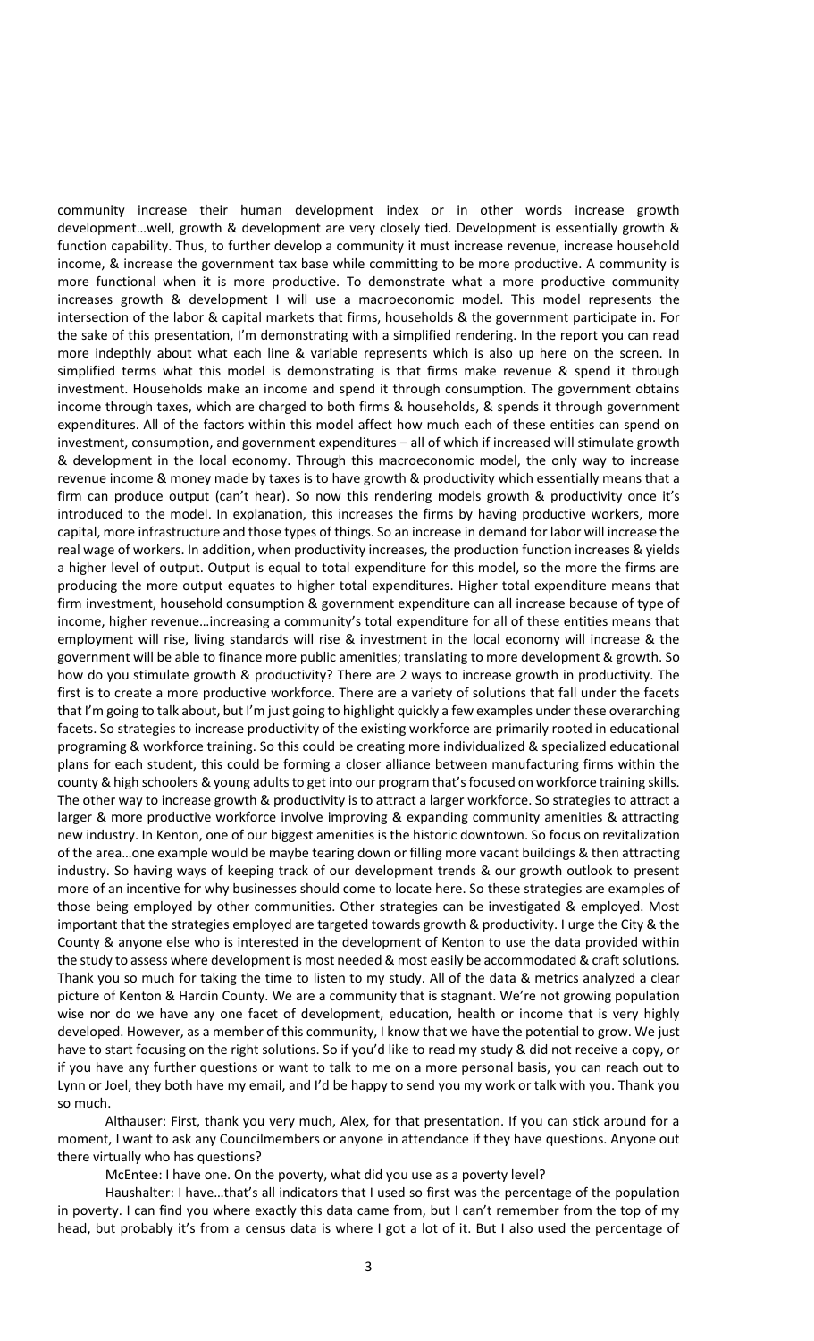community increase their human development index or in other words increase growth development…well, growth & development are very closely tied. Development is essentially growth & function capability. Thus, to further develop a community it must increase revenue, increase household income, & increase the government tax base while committing to be more productive. A community is more functional when it is more productive. To demonstrate what a more productive community increases growth & development I will use a macroeconomic model. This model represents the intersection of the labor & capital markets that firms, households & the government participate in. For the sake of this presentation, I'm demonstrating with a simplified rendering. In the report you can read more indepthly about what each line & variable represents which is also up here on the screen. In simplified terms what this model is demonstrating is that firms make revenue & spend it through investment. Households make an income and spend it through consumption. The government obtains income through taxes, which are charged to both firms & households, & spends it through government expenditures. All of the factors within this model affect how much each of these entities can spend on investment, consumption, and government expenditures – all of which if increased will stimulate growth & development in the local economy. Through this macroeconomic model, the only way to increase revenue income & money made by taxes is to have growth & productivity which essentially means that a firm can produce output (can't hear). So now this rendering models growth & productivity once it's introduced to the model. In explanation, this increases the firms by having productive workers, more capital, more infrastructure and those types of things. So an increase in demand for labor will increase the real wage of workers. In addition, when productivity increases, the production function increases & yields a higher level of output. Output is equal to total expenditure for this model, so the more the firms are producing the more output equates to higher total expenditures. Higher total expenditure means that firm investment, household consumption & government expenditure can all increase because of type of income, higher revenue…increasing a community's total expenditure for all of these entities means that employment will rise, living standards will rise & investment in the local economy will increase & the government will be able to finance more public amenities; translating to more development & growth. So how do you stimulate growth & productivity? There are 2 ways to increase growth in productivity. The first is to create a more productive workforce. There are a variety of solutions that fall under the facets that I'm going to talk about, but I'm just going to highlight quickly a few examples under these overarching facets. So strategies to increase productivity of the existing workforce are primarily rooted in educational programing & workforce training. So this could be creating more individualized & specialized educational plans for each student, this could be forming a closer alliance between manufacturing firms within the county & high schoolers & young adults to get into our program that's focused on workforce training skills. The other way to increase growth & productivity is to attract a larger workforce. So strategies to attract a larger & more productive workforce involve improving & expanding community amenities & attracting new industry. In Kenton, one of our biggest amenities is the historic downtown. So focus on revitalization of the area…one example would be maybe tearing down or filling more vacant buildings & then attracting industry. So having ways of keeping track of our development trends & our growth outlook to present more of an incentive for why businesses should come to locate here. So these strategies are examples of those being employed by other communities. Other strategies can be investigated & employed. Most important that the strategies employed are targeted towards growth & productivity. I urge the City & the County & anyone else who is interested in the development of Kenton to use the data provided within the study to assess where development is most needed & most easily be accommodated & craft solutions. Thank you so much for taking the time to listen to my study. All of the data & metrics analyzed a clear picture of Kenton & Hardin County. We are a community that is stagnant. We're not growing population wise nor do we have any one facet of development, education, health or income that is very highly developed. However, as a member of this community, I know that we have the potential to grow. We just have to start focusing on the right solutions. So if you'd like to read my study & did not receive a copy, or if you have any further questions or want to talk to me on a more personal basis, you can reach out to Lynn or Joel, they both have my email, and I'd be happy to send you my work or talk with you. Thank you so much.

Althauser: First, thank you very much, Alex, for that presentation. If you can stick around for a moment, I want to ask any Councilmembers or anyone in attendance if they have questions. Anyone out there virtually who has questions?

McEntee: I have one. On the poverty, what did you use as a poverty level?

Haushalter: I have…that's all indicators that I used so first was the percentage of the population in poverty. I can find you where exactly this data came from, but I can't remember from the top of my head, but probably it's from a census data is where I got a lot of it. But I also used the percentage of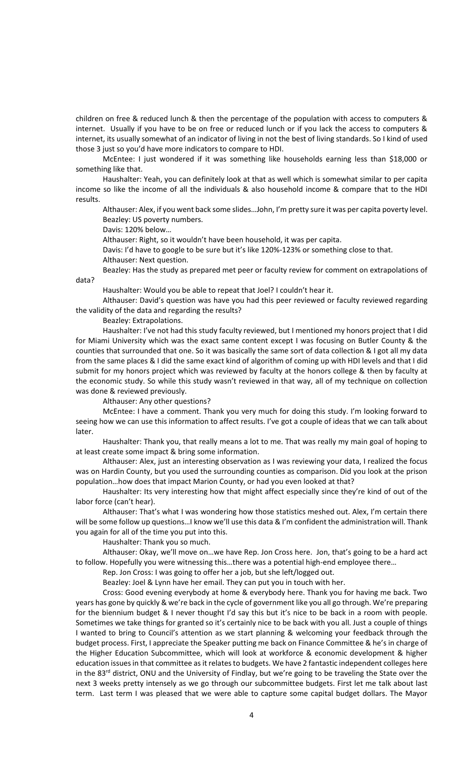children on free & reduced lunch & then the percentage of the population with access to computers & internet. Usually if you have to be on free or reduced lunch or if you lack the access to computers & internet, its usually somewhat of an indicator of living in not the best of living standards. So I kind of used those 3 just so you'd have more indicators to compare to HDI.

McEntee: I just wondered if it was something like households earning less than $18,000 or something like that.

Haushalter: Yeah, you can definitely look at that as well which is somewhat similar to per capita income so like the income of all the individuals & also household income & compare that to the HDI results.

Althauser: Alex, if you went back some slides…John, I'm pretty sure it was per capita poverty level.

Beazley: US poverty numbers.

Davis: 120% below…

Althauser: Right, so it wouldn't have been household, it was per capita.

Davis: I'd have to google to be sure but it's like 120%-123% or something close to that.

Althauser: Next question.

Beazley: Has the study as prepared met peer or faculty review for comment on extrapolations of data?

Haushalter: Would you be able to repeat that Joel? I couldn't hear it.

Althauser: David's question was have you had this peer reviewed or faculty reviewed regarding the validity of the data and regarding the results?

Beazley: Extrapolations.

Haushalter: I've not had this study faculty reviewed, but I mentioned my honors project that I did for Miami University which was the exact same content except I was focusing on Butler County & the counties that surrounded that one. So it was basically the same sort of data collection & I got all my data from the same places & I did the same exact kind of algorithm of coming up with HDI levels and that I did submit for my honors project which was reviewed by faculty at the honors college & then by faculty at the economic study. So while this study wasn't reviewed in that way, all of my technique on collection was done & reviewed previously.

Althauser: Any other questions?

McEntee: I have a comment. Thank you very much for doing this study. I'm looking forward to seeing how we can use this information to affect results. I've got a couple of ideas that we can talk about later.

Haushalter: Thank you, that really means a lot to me. That was really my main goal of hoping to at least create some impact & bring some information.

Althauser: Alex, just an interesting observation as I was reviewing your data, I realized the focus was on Hardin County, but you used the surrounding counties as comparison. Did you look at the prison population…how does that impact Marion County, or had you even looked at that?

Haushalter: Its very interesting how that might affect especially since they're kind of out of the labor force (can't hear).

Althauser: That's what I was wondering how those statistics meshed out. Alex, I'm certain there will be some follow up questions…I know we'll use this data & I'm confident the administration will. Thank you again for all of the time you put into this.

Haushalter: Thank you so much.

Althauser: Okay, we'll move on…we have Rep. Jon Cross here. Jon, that's going to be a hard act to follow. Hopefully you were witnessing this…there was a potential high-end employee there…

Rep. Jon Cross: I was going to offer her a job, but she left/logged out.

Beazley: Joel & Lynn have her email. They can put you in touch with her.

Cross: Good evening everybody at home & everybody here. Thank you for having me back. Two years has gone by quickly & we're back in the cycle of government like you all go through. We're preparing for the biennium budget & I never thought I'd say this but it's nice to be back in a room with people. Sometimes we take things for granted so it's certainly nice to be back with you all. Just a couple of things I wanted to bring to Council's attention as we start planning & welcoming your feedback through the budget process. First, I appreciate the Speaker putting me back on Finance Committee & he's in charge of the Higher Education Subcommittee, which will look at workforce & economic development & higher education issues in that committee as it relates to budgets. We have 2 fantastic independent colleges here in the 83rd district, ONU and the University of Findlay, but we're going to be traveling the State over the next 3 weeks pretty intensely as we go through our subcommittee budgets. First let me talk about last term. Last term I was pleased that we were able to capture some capital budget dollars. The Mayor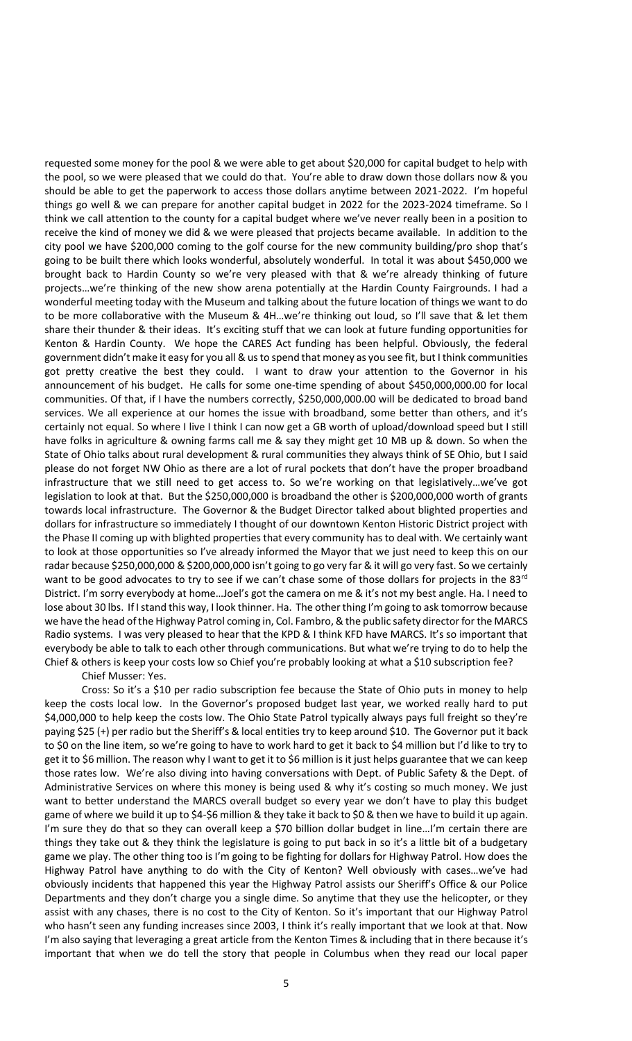requested some money for the pool & we were able to get about $20,000 for capital budget to help with the pool, so we were pleased that we could do that. You're able to draw down those dollars now & you should be able to get the paperwork to access those dollars anytime between 2021-2022. I'm hopeful things go well & we can prepare for another capital budget in 2022 for the 2023-2024 timeframe. So I think we call attention to the county for a capital budget where we've never really been in a position to receive the kind of money we did & we were pleased that projects became available. In addition to the city pool we have $200,000 coming to the golf course for the new community building/pro shop that's going to be built there which looks wonderful, absolutely wonderful. In total it was about $450,000 we brought back to Hardin County so we're very pleased with that & we're already thinking of future projects…we're thinking of the new show arena potentially at the Hardin County Fairgrounds. I had a wonderful meeting today with the Museum and talking about the future location of things we want to do to be more collaborative with the Museum & 4H…we're thinking out loud, so I'll save that & let them share their thunder & their ideas. It's exciting stuff that we can look at future funding opportunities for Kenton & Hardin County. We hope the CARES Act funding has been helpful. Obviously, the federal government didn't make it easy for you all & us to spend that money as you see fit, but I think communities got pretty creative the best they could. I want to draw your attention to the Governor in his announcement of his budget. He calls for some one-time spending of about $450,000,000.00 for local communities. Of that, if I have the numbers correctly, $250,000,000.00 will be dedicated to broad band services. We all experience at our homes the issue with broadband, some better than others, and it's certainly not equal. So where I live I think I can now get a GB worth of upload/download speed but I still have folks in agriculture & owning farms call me & say they might get 10 MB up & down. So when the State of Ohio talks about rural development & rural communities they always think of SE Ohio, but I said please do not forget NW Ohio as there are a lot of rural pockets that don't have the proper broadband infrastructure that we still need to get access to. So we're working on that legislatively…we've got legislation to look at that. But the $250,000,000 is broadband the other is $200,000,000 worth of grants towards local infrastructure. The Governor & the Budget Director talked about blighted properties and dollars for infrastructure so immediately I thought of our downtown Kenton Historic District project with the Phase II coming up with blighted properties that every community has to deal with. We certainly want to look at those opportunities so I've already informed the Mayor that we just need to keep this on our radar because $250,000,000 & $200,000,000 isn't going to go very far & it will go very fast. So we certainly want to be good advocates to try to see if we can't chase some of those dollars for projects in the 83rd District. I'm sorry everybody at home…Joel's got the camera on me & it's not my best angle. Ha. I need to lose about 30 lbs. If I stand this way, I look thinner. Ha. The other thing I'm going to ask tomorrow because we have the head of the Highway Patrol coming in, Col. Fambro, & the public safety director for the MARCS Radio systems. I was very pleased to hear that the KPD & I think KFD have MARCS. It's so important that everybody be able to talk to each other through communications. But what we're trying to do to help the Chief & others is keep your costs low so Chief you're probably looking at what a $10 subscription fee?

Chief Musser: Yes.

Cross: So it's a $10 per radio subscription fee because the State of Ohio puts in money to help keep the costs local low. In the Governor's proposed budget last year, we worked really hard to put $4,000,000 to help keep the costs low. The Ohio State Patrol typically always pays full freight so they're paying $25 (+) per radio but the Sheriff's & local entities try to keep around $10. The Governor put it back to $0 on the line item, so we're going to have to work hard to get it back to $4 million but I'd like to try to get it to $6 million. The reason why I want to get it to $6 million is it just helps guarantee that we can keep those rates low. We're also diving into having conversations with Dept. of Public Safety & the Dept. of Administrative Services on where this money is being used & why it's costing so much money. We just want to better understand the MARCS overall budget so every year we don't have to play this budget game of where we build it up to $4-$6 million & they take it back to $0 & then we have to build it up again. I'm sure they do that so they can overall keep a $70 billion dollar budget in line…I'm certain there are things they take out & they think the legislature is going to put back in so it's a little bit of a budgetary game we play. The other thing too is I'm going to be fighting for dollars for Highway Patrol. How does the Highway Patrol have anything to do with the City of Kenton? Well obviously with cases…we've had obviously incidents that happened this year the Highway Patrol assists our Sheriff's Office & our Police Departments and they don't charge you a single dime. So anytime that they use the helicopter, or they assist with any chases, there is no cost to the City of Kenton. So it's important that our Highway Patrol who hasn't seen any funding increases since 2003, I think it's really important that we look at that. Now I'm also saying that leveraging a great article from the Kenton Times & including that in there because it's important that when we do tell the story that people in Columbus when they read our local paper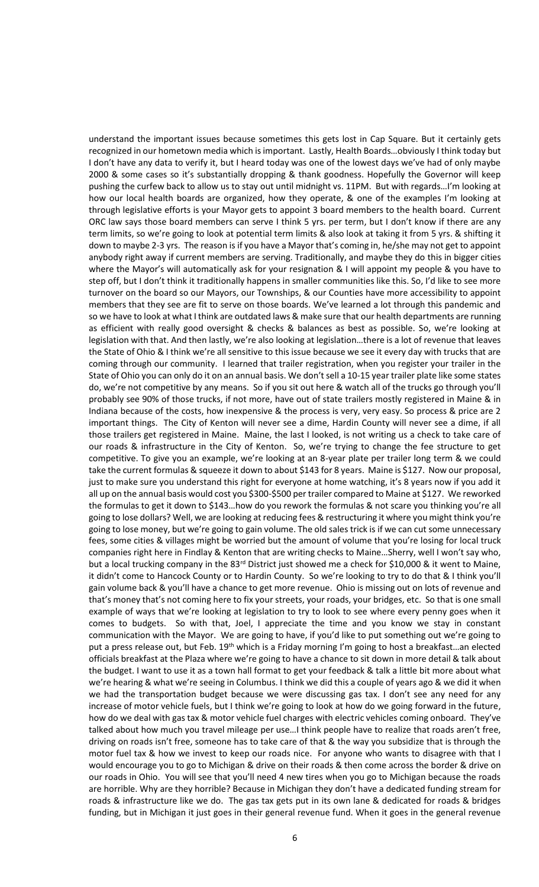understand the important issues because sometimes this gets lost in Cap Square. But it certainly gets recognized in our hometown media which is important. Lastly, Health Boards…obviously I think today but I don't have any data to verify it, but I heard today was one of the lowest days we've had of only maybe 2000 & some cases so it's substantially dropping & thank goodness. Hopefully the Governor will keep pushing the curfew back to allow us to stay out until midnight vs. 11PM. But with regards…I'm looking at how our local health boards are organized, how they operate, & one of the examples I'm looking at through legislative efforts is your Mayor gets to appoint 3 board members to the health board. Current ORC law says those board members can serve I think 5 yrs. per term, but I don't know if there are any term limits, so we're going to look at potential term limits & also look at taking it from 5 yrs. & shifting it down to maybe 2-3 yrs. The reason is if you have a Mayor that's coming in, he/she may not get to appoint anybody right away if current members are serving. Traditionally, and maybe they do this in bigger cities where the Mayor's will automatically ask for your resignation & I will appoint my people & you have to step off, but I don't think it traditionally happens in smaller communities like this. So, I'd like to see more turnover on the board so our Mayors, our Townships, & our Counties have more accessibility to appoint members that they see are fit to serve on those boards. We've learned a lot through this pandemic and so we have to look at what I think are outdated laws & make sure that our health departments are running as efficient with really good oversight & checks & balances as best as possible. So, we're looking at legislation with that. And then lastly, we're also looking at legislation…there is a lot of revenue that leaves the State of Ohio & I think we're all sensitive to this issue because we see it every day with trucks that are coming through our community. I learned that trailer registration, when you register your trailer in the State of Ohio you can only do it on an annual basis. We don't sell a 10-15 year trailer plate like some states do, we're not competitive by any means. So if you sit out here & watch all of the trucks go through you'll probably see 90% of those trucks, if not more, have out of state trailers mostly registered in Maine & in Indiana because of the costs, how inexpensive & the process is very, very easy. So process & price are 2 important things. The City of Kenton will never see a dime, Hardin County will never see a dime, if all those trailers get registered in Maine. Maine, the last I looked, is not writing us a check to take care of our roads & infrastructure in the City of Kenton. So, we're trying to change the fee structure to get competitive. To give you an example, we're looking at an 8-year plate per trailer long term & we could take the current formulas & squeeze it down to about $143 for 8 years. Maine is $127. Now our proposal, just to make sure you understand this right for everyone at home watching, it's 8 years now if you add it all up on the annual basis would cost you $300-$500 per trailer compared to Maine at $127. We reworked the formulas to get it down to $143…how do you rework the formulas & not scare you thinking you're all going to lose dollars? Well, we are looking at reducing fees & restructuring it where you might think you're going to lose money, but we're going to gain volume. The old sales trick is if we can cut some unnecessary fees, some cities & villages might be worried but the amount of volume that you're losing for local truck companies right here in Findlay & Kenton that are writing checks to Maine…Sherry, well I won't say who, but a local trucking company in the 83rd District just showed me a check for $10,000 & it went to Maine, it didn't come to Hancock County or to Hardin County. So we're looking to try to do that & I think you'll gain volume back & you'll have a chance to get more revenue. Ohio is missing out on lots of revenue and that's money that's not coming here to fix your streets, your roads, your bridges, etc. So that is one small example of ways that we're looking at legislation to try to look to see where every penny goes when it comes to budgets. So with that, Joel, I appreciate the time and you know we stay in constant communication with the Mayor. We are going to have, if you'd like to put something out we're going to put a press release out, but Feb. 19th which is a Friday morning I'm going to host a breakfast…an elected officials breakfast at the Plaza where we're going to have a chance to sit down in more detail & talk about the budget. I want to use it as a town hall format to get your feedback & talk a little bit more about what we're hearing & what we're seeing in Columbus. I think we did this a couple of years ago & we did it when we had the transportation budget because we were discussing gas tax. I don't see any need for any increase of motor vehicle fuels, but I think we're going to look at how do we going forward in the future, how do we deal with gas tax & motor vehicle fuel charges with electric vehicles coming onboard. They've talked about how much you travel mileage per use…I think people have to realize that roads aren't free, driving on roads isn't free, someone has to take care of that & the way you subsidize that is through the motor fuel tax & how we invest to keep our roads nice. For anyone who wants to disagree with that I would encourage you to go to Michigan & drive on their roads & then come across the border & drive on our roads in Ohio. You will still see that you'll need 4 new tires when you go to Michigan because the roads are horrible. Why are they horrible? Because in Michigan they don't have a dedicated funding stream for roads & infrastructure like we do. The gas tax gets put in its own lane & dedicated for roads & bridges funding, but in Michigan it just goes in their general revenue fund. When it goes in the general revenue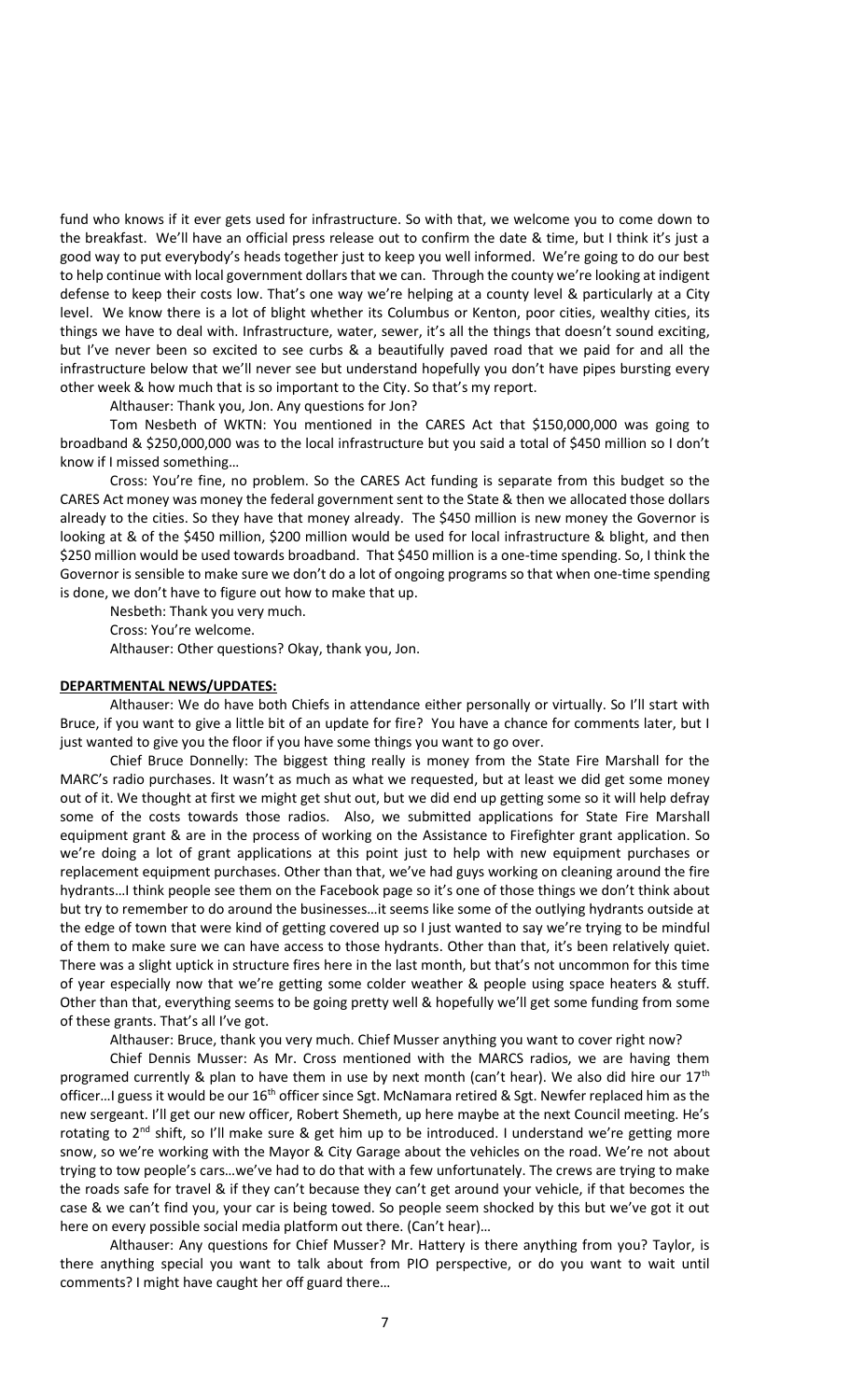fund who knows if it ever gets used for infrastructure. So with that, we welcome you to come down to the breakfast. We'll have an official press release out to confirm the date & time, but I think it's just a good way to put everybody's heads together just to keep you well informed. We're going to do our best to help continue with local government dollars that we can. Through the county we're looking at indigent defense to keep their costs low. That's one way we're helping at a county level & particularly at a City level. We know there is a lot of blight whether its Columbus or Kenton, poor cities, wealthy cities, its things we have to deal with. Infrastructure, water, sewer, it's all the things that doesn't sound exciting, but I've never been so excited to see curbs & a beautifully paved road that we paid for and all the infrastructure below that we'll never see but understand hopefully you don't have pipes bursting every other week & how much that is so important to the City. So that's my report.

Althauser: Thank you, Jon. Any questions for Jon?

Tom Nesbeth of WKTN: You mentioned in the CARES Act that $150,000,000 was going to broadband & $250,000,000 was to the local infrastructure but you said a total of $450 million so I don't know if I missed something…

Cross: You're fine, no problem. So the CARES Act funding is separate from this budget so the CARES Act money was money the federal government sent to the State & then we allocated those dollars already to the cities. So they have that money already. The $450 million is new money the Governor is looking at & of the $450 million, $200 million would be used for local infrastructure & blight, and then $250 million would be used towards broadband. That $450 million is a one-time spending. So, I think the Governor is sensible to make sure we don't do a lot of ongoing programs so that when one-time spending is done, we don't have to figure out how to make that up.

Nesbeth: Thank you very much.

Cross: You're welcome.

Althauser: Other questions? Okay, thank you, Jon.

**DEPARTMENTAL NEWS/UPDATES:**

Althauser: We do have both Chiefs in attendance either personally or virtually. So I'll start with Bruce, if you want to give a little bit of an update for fire? You have a chance for comments later, but I just wanted to give you the floor if you have some things you want to go over.

Chief Bruce Donnelly: The biggest thing really is money from the State Fire Marshall for the MARC's radio purchases. It wasn't as much as what we requested, but at least we did get some money out of it. We thought at first we might get shut out, but we did end up getting some so it will help defray some of the costs towards those radios. Also, we submitted applications for State Fire Marshall equipment grant & are in the process of working on the Assistance to Firefighter grant application. So we're doing a lot of grant applications at this point just to help with new equipment purchases or replacement equipment purchases. Other than that, we've had guys working on cleaning around the fire hydrants…I think people see them on the Facebook page so it's one of those things we don't think about but try to remember to do around the businesses…it seems like some of the outlying hydrants outside at the edge of town that were kind of getting covered up so I just wanted to say we're trying to be mindful of them to make sure we can have access to those hydrants. Other than that, it's been relatively quiet. There was a slight uptick in structure fires here in the last month, but that's not uncommon for this time of year especially now that we're getting some colder weather & people using space heaters & stuff. Other than that, everything seems to be going pretty well & hopefully we'll get some funding from some of these grants. That's all I've got.

Althauser: Bruce, thank you very much. Chief Musser anything you want to cover right now?

Chief Dennis Musser: As Mr. Cross mentioned with the MARCS radios, we are having them programed currently & plan to have them in use by next month (can't hear). We also did hire our 17th officer…I guess it would be our 16th officer since Sgt. McNamara retired & Sgt. Newfer replaced him as the new sergeant. I'll get our new officer, Robert Shemeth, up here maybe at the next Council meeting. He's rotating to 2nd shift, so I'll make sure & get him up to be introduced. I understand we're getting more snow, so we're working with the Mayor & City Garage about the vehicles on the road. We're not about trying to tow people's cars…we've had to do that with a few unfortunately. The crews are trying to make the roads safe for travel & if they can't because they can't get around your vehicle, if that becomes the case & we can't find you, your car is being towed. So people seem shocked by this but we've got it out here on every possible social media platform out there. (Can't hear)…

Althauser: Any questions for Chief Musser? Mr. Hattery is there anything from you? Taylor, is there anything special you want to talk about from PIO perspective, or do you want to wait until comments? I might have caught her off guard there…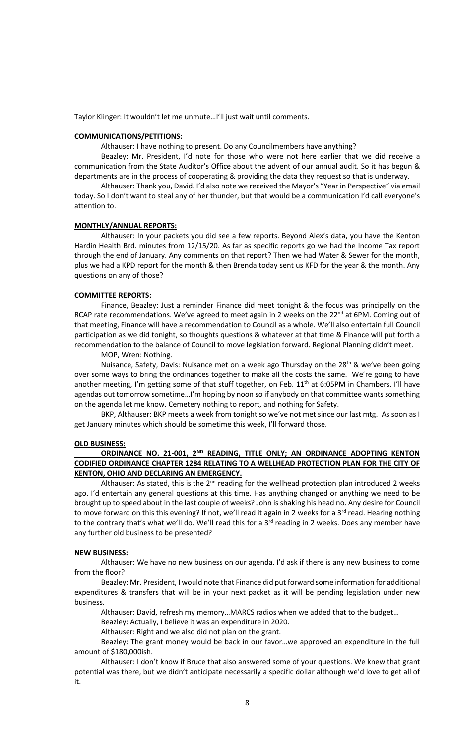Taylor Klinger: It wouldn't let me unmute…I'll just wait until comments.

**COMMUNICATIONS/PETITIONS:**

Althauser: I have nothing to present. Do any Councilmembers have anything?

Beazley: Mr. President, I'd note for those who were not here earlier that we did receive a communication from the State Auditor's Office about the advent of our annual audit. So it has begun & departments are in the process of cooperating & providing the data they request so that is underway.

Althauser: Thank you, David. I'd also note we received the Mayor's "Year in Perspective" via email today. So I don't want to steal any of her thunder, but that would be a communication I'd call everyone's attention to.

**MONTHLY/ANNUAL REPORTS:**

Althauser: In your packets you did see a few reports. Beyond Alex's data, you have the Kenton Hardin Health Brd. minutes from 12/15/20. As far as specific reports go we had the Income Tax report through the end of January. Any comments on that report? Then we had Water & Sewer for the month, plus we had a KPD report for the month & then Brenda today sent us KFD for the year & the month. Any questions on any of those?

**COMMITTEE REPORTS:**

Finance, Beazley: Just a reminder Finance did meet tonight & the focus was principally on the RCAP rate recommendations. We've agreed to meet again in 2 weeks on the 22nd at 6PM. Coming out of that meeting, Finance will have a recommendation to Council as a whole. We'll also entertain full Council participation as we did tonight, so thoughts questions & whatever at that time & Finance will put forth a recommendation to the balance of Council to move legislation forward. Regional Planning didn't meet.

MOP, Wren: Nothing.

Nuisance, Safety, Davis: Nuisance met on a week ago Thursday on the 28th & we've been going over some ways to bring the ordinances together to make all the costs the same. We're going to have another meeting, I'm getting some of that stuff together, on Feb. 11th at 6:05PM in Chambers. I'll have agendas out tomorrow sometime…I'm hoping by noon so if anybody on that committee wants something on the agenda let me know. Cemetery nothing to report, and nothing for Safety.

BKP, Althauser: BKP meets a week from tonight so we've not met since our last mtg. As soon as I get January minutes which should be sometime this week, I'll forward those.

**OLD BUSINESS:**

**ORDINANCE NO. 21-001, 2ND READING, TITLE ONLY; AN ORDINANCE ADOPTING KENTON CODIFIED ORDINANCE CHAPTER 1284 RELATING TO A WELLHEAD PROTECTION PLAN FOR THE CITY OF KENTON, OHIO AND DECLARING AN EMERGENCY.**

Althauser: As stated, this is the 2nd reading for the wellhead protection plan introduced 2 weeks ago. I'd entertain any general questions at this time. Has anything changed or anything we need to be brought up to speed about in the last couple of weeks? John is shaking his head no. Any desire for Council to move forward on this this evening? If not, we'll read it again in 2 weeks for a 3rd read. Hearing nothing to the contrary that's what we'll do. We'll read this for a 3rd reading in 2 weeks. Does any member have any further old business to be presented?

**NEW BUSINESS:**

Althauser: We have no new business on our agenda. I'd ask if there is any new business to come from the floor?

Beazley: Mr. President, I would note that Finance did put forward some information for additional expenditures & transfers that will be in your next packet as it will be pending legislation under new business.

Althauser: David, refresh my memory…MARCS radios when we added that to the budget…

Beazley: Actually, I believe it was an expenditure in 2020.

Althauser: Right and we also did not plan on the grant.

Beazley: The grant money would be back in our favor…we approved an expenditure in the full amount of $180,000ish.

Althauser: I don't know if Bruce that also answered some of your questions. We knew that grant potential was there, but we didn't anticipate necessarily a specific dollar although we'd love to get all of it.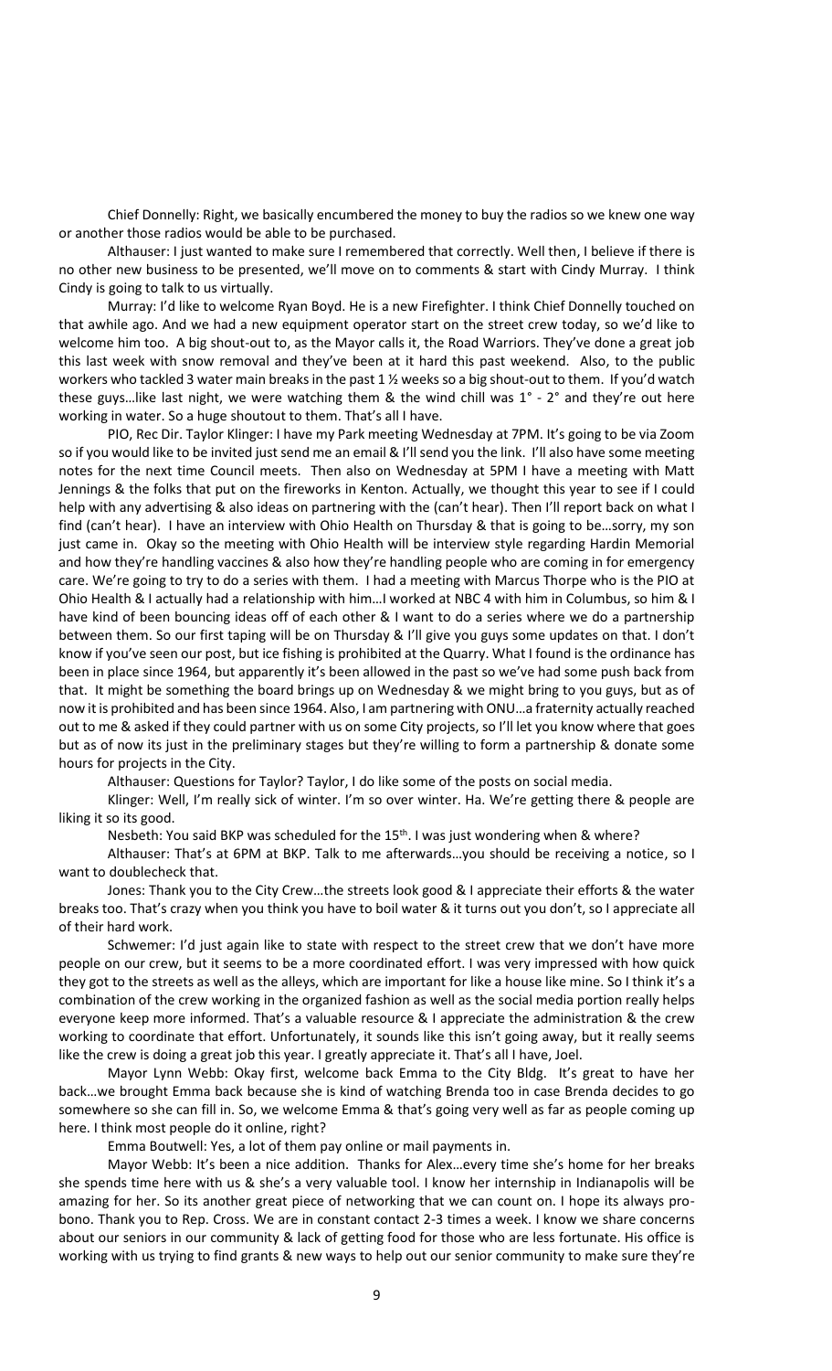Chief Donnelly: Right, we basically encumbered the money to buy the radios so we knew one way or another those radios would be able to be purchased.

Althauser: I just wanted to make sure I remembered that correctly. Well then, I believe if there is no other new business to be presented, we'll move on to comments & start with Cindy Murray. I think Cindy is going to talk to us virtually.

Murray: I'd like to welcome Ryan Boyd. He is a new Firefighter. I think Chief Donnelly touched on that awhile ago. And we had a new equipment operator start on the street crew today, so we'd like to welcome him too. A big shout-out to, as the Mayor calls it, the Road Warriors. They've done a great job this last week with snow removal and they've been at it hard this past weekend. Also, to the public workers who tackled 3 water main breaks in the past 1 ½ weeks so a big shout-out to them. If you'd watch these guys…like last night, we were watching them & the wind chill was 1° - 2° and they're out here working in water. So a huge shoutout to them. That's all I have.

PIO, Rec Dir. Taylor Klinger: I have my Park meeting Wednesday at 7PM. It's going to be via Zoom so if you would like to be invited just send me an email & I'll send you the link. I'll also have some meeting notes for the next time Council meets. Then also on Wednesday at 5PM I have a meeting with Matt Jennings & the folks that put on the fireworks in Kenton. Actually, we thought this year to see if I could help with any advertising & also ideas on partnering with the (can't hear). Then I'll report back on what I find (can't hear). I have an interview with Ohio Health on Thursday & that is going to be…sorry, my son just came in. Okay so the meeting with Ohio Health will be interview style regarding Hardin Memorial and how they're handling vaccines & also how they're handling people who are coming in for emergency care. We're going to try to do a series with them. I had a meeting with Marcus Thorpe who is the PIO at Ohio Health & I actually had a relationship with him…I worked at NBC 4 with him in Columbus, so him & I have kind of been bouncing ideas off of each other & I want to do a series where we do a partnership between them. So our first taping will be on Thursday & I'll give you guys some updates on that. I don't know if you've seen our post, but ice fishing is prohibited at the Quarry. What I found is the ordinance has been in place since 1964, but apparently it's been allowed in the past so we've had some push back from that. It might be something the board brings up on Wednesday & we might bring to you guys, but as of now it is prohibited and has been since 1964. Also, I am partnering with ONU…a fraternity actually reached out to me & asked if they could partner with us on some City projects, so I'll let you know where that goes but as of now its just in the preliminary stages but they're willing to form a partnership & donate some hours for projects in the City.

Althauser: Questions for Taylor? Taylor, I do like some of the posts on social media.

Klinger: Well, I'm really sick of winter. I'm so over winter. Ha. We're getting there & people are liking it so its good.

Nesbeth: You said BKP was scheduled for the 15th. I was just wondering when & where?

Althauser: That's at 6PM at BKP. Talk to me afterwards…you should be receiving a notice, so I want to doublecheck that.

Jones: Thank you to the City Crew…the streets look good & I appreciate their efforts & the water breaks too. That's crazy when you think you have to boil water & it turns out you don't, so I appreciate all of their hard work.

Schwemer: I'd just again like to state with respect to the street crew that we don't have more people on our crew, but it seems to be a more coordinated effort. I was very impressed with how quick they got to the streets as well as the alleys, which are important for like a house like mine. So I think it's a combination of the crew working in the organized fashion as well as the social media portion really helps everyone keep more informed. That's a valuable resource & I appreciate the administration & the crew working to coordinate that effort. Unfortunately, it sounds like this isn't going away, but it really seems like the crew is doing a great job this year. I greatly appreciate it. That's all I have, Joel.

Mayor Lynn Webb: Okay first, welcome back Emma to the City Bldg. It's great to have her back…we brought Emma back because she is kind of watching Brenda too in case Brenda decides to go somewhere so she can fill in. So, we welcome Emma & that's going very well as far as people coming up here. I think most people do it online, right?

Emma Boutwell: Yes, a lot of them pay online or mail payments in.

Mayor Webb: It's been a nice addition. Thanks for Alex…every time she's home for her breaks she spends time here with us & she's a very valuable tool. I know her internship in Indianapolis will be amazing for her. So its another great piece of networking that we can count on. I hope its always pro-bono. Thank you to Rep. Cross. We are in constant contact 2-3 times a week. I know we share concerns about our seniors in our community & lack of getting food for those who are less fortunate. His office is working with us trying to find grants & new ways to help out our senior community to make sure they're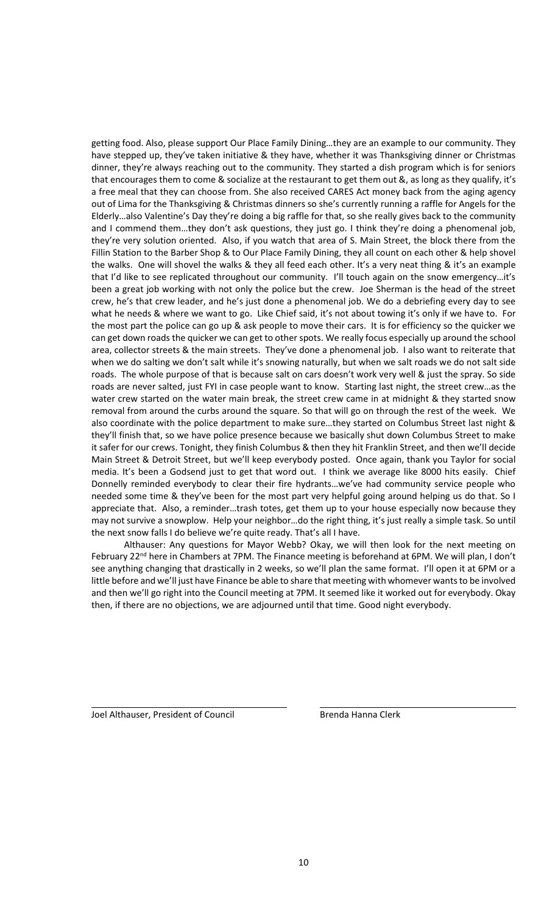getting food. Also, please support Our Place Family Dining…they are an example to our community. They have stepped up, they've taken initiative & they have, whether it was Thanksgiving dinner or Christmas dinner, they're always reaching out to the community. They started a dish program which is for seniors that encourages them to come & socialize at the restaurant to get them out &, as long as they qualify, it's a free meal that they can choose from. She also received CARES Act money back from the aging agency out of Lima for the Thanksgiving & Christmas dinners so she's currently running a raffle for Angels for the Elderly…also Valentine's Day they're doing a big raffle for that, so she really gives back to the community and I commend them…they don't ask questions, they just go. I think they're doing a phenomenal job, they're very solution oriented. Also, if you watch that area of S. Main Street, the block there from the Fillin Station to the Barber Shop & to Our Place Family Dining, they all count on each other & help shovel the walks. One will shovel the walks & they all feed each other. It's a very neat thing & it's an example that I'd like to see replicated throughout our community. I'll touch again on the snow emergency…it's been a great job working with not only the police but the crew. Joe Sherman is the head of the street crew, he's that crew leader, and he's just done a phenomenal job. We do a debriefing every day to see what he needs & where we want to go. Like Chief said, it's not about towing it's only if we have to. For the most part the police can go up & ask people to move their cars. It is for efficiency so the quicker we can get down roads the quicker we can get to other spots. We really focus especially up around the school area, collector streets & the main streets. They've done a phenomenal job. I also want to reiterate that when we do salting we don't salt while it's snowing naturally, but when we salt roads we do not salt side roads. The whole purpose of that is because salt on cars doesn't work very well & just the spray. So side roads are never salted, just FYI in case people want to know. Starting last night, the street crew…as the water crew started on the water main break, the street crew came in at midnight & they started snow removal from around the curbs around the square. So that will go on through the rest of the week. We also coordinate with the police department to make sure…they started on Columbus Street last night & they'll finish that, so we have police presence because we basically shut down Columbus Street to make it safer for our crews. Tonight, they finish Columbus & then they hit Franklin Street, and then we'll decide Main Street & Detroit Street, but we'll keep everybody posted. Once again, thank you Taylor for social media. It's been a Godsend just to get that word out. I think we average like 8000 hits easily. Chief Donnelly reminded everybody to clear their fire hydrants…we've had community service people who needed some time & they've been for the most part very helpful going around helping us do that. So I appreciate that. Also, a reminder…trash totes, get them up to your house especially now because they may not survive a snowplow. Help your neighbor…do the right thing, it's just really a simple task. So until the next snow falls I do believe we're quite ready. That's all I have.

Althauser: Any questions for Mayor Webb? Okay, we will then look for the next meeting on February 22nd here in Chambers at 7PM. The Finance meeting is beforehand at 6PM. We will plan, I don't see anything changing that drastically in 2 weeks, so we'll plan the same format. I'll open it at 6PM or a little before and we'll just have Finance be able to share that meeting with whomever wants to be involved and then we'll go right into the Council meeting at 7PM. It seemed like it worked out for everybody. Okay then, if there are no objections, we are adjourned until that time. Good night everybody.

Joel Althauser, President of Council

Brenda Hanna Clerk